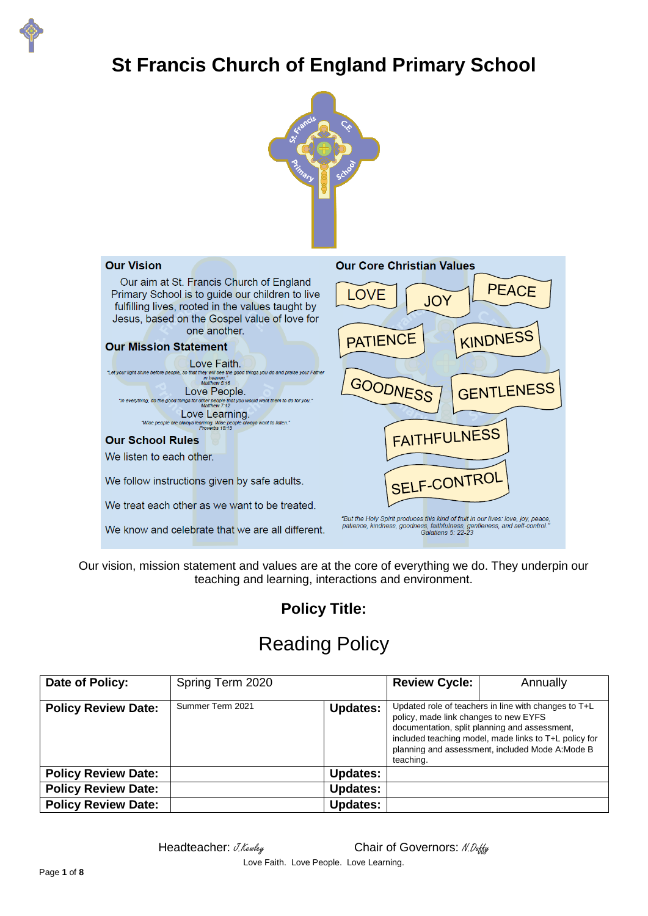# St Francis Church of England Primary School

## Our Vision

Our aim at St. Francis Church of England Primary School is to guide our children to live fulfilling lives, rooted in the values taught by Jesus, based on the Gospel value of love for one another.

## Our Mission Statement

Love Faith.

*"Let your light shine before people, so that they will see the good things you do and praise your Father in heaven."*
*Matthew 5:16*

Love People.

*"In everything, do the good things for other people that you would want them to do for you."*
*Matthew 7:12*

Love Learning.

*"Wise people are always learning. Wise people always want to listen."*
*Proverbs 18:15*

## Our School Rules

We listen to each other.

We follow instructions given by safe adults.

We treat each other as we want to be treated.

We know and celebrate that we are all different.

## Our Core Christian Values

LOVE, JOY, PEACE, PATIENCE, KINDNESS, GOODNESS, GENTLENESS, FAITHFULNESS, SELF-CONTROL

*"But the Holy Spirit produces this kind of fruit in our lives: love, joy, peace, patience, kindness, goodness, faithfulness, gentleness, and self-control."*
*Galatians 5: 22-23*

Our vision, mission statement and values are at the core of everything we do. They underpin our teaching and learning, interactions and environment.

**Policy Title:**

# Reading Policy

| **Date of Policy:** | Spring Term 2020 | | **Review Cycle:** | Annually |
|---|---|---|---|---|
| **Policy Review Date:** | Summer Term 2021 | **Updates:** | Updated role of teachers in line with changes to T+L policy, made link changes to new EYFS documentation, split planning and assessment, included teaching model, made links to T+L policy for planning and assessment, included Mode A:Mode B teaching. | |
| **Policy Review Date:** | | **Updates:** | | |
| **Policy Review Date:** | | **Updates:** | | |
| **Policy Review Date:** | | **Updates:** | | |

Headteacher: *J.Kewley* Chair of Governors: *N.Duffy*

Love Faith. Love People. Love Learning.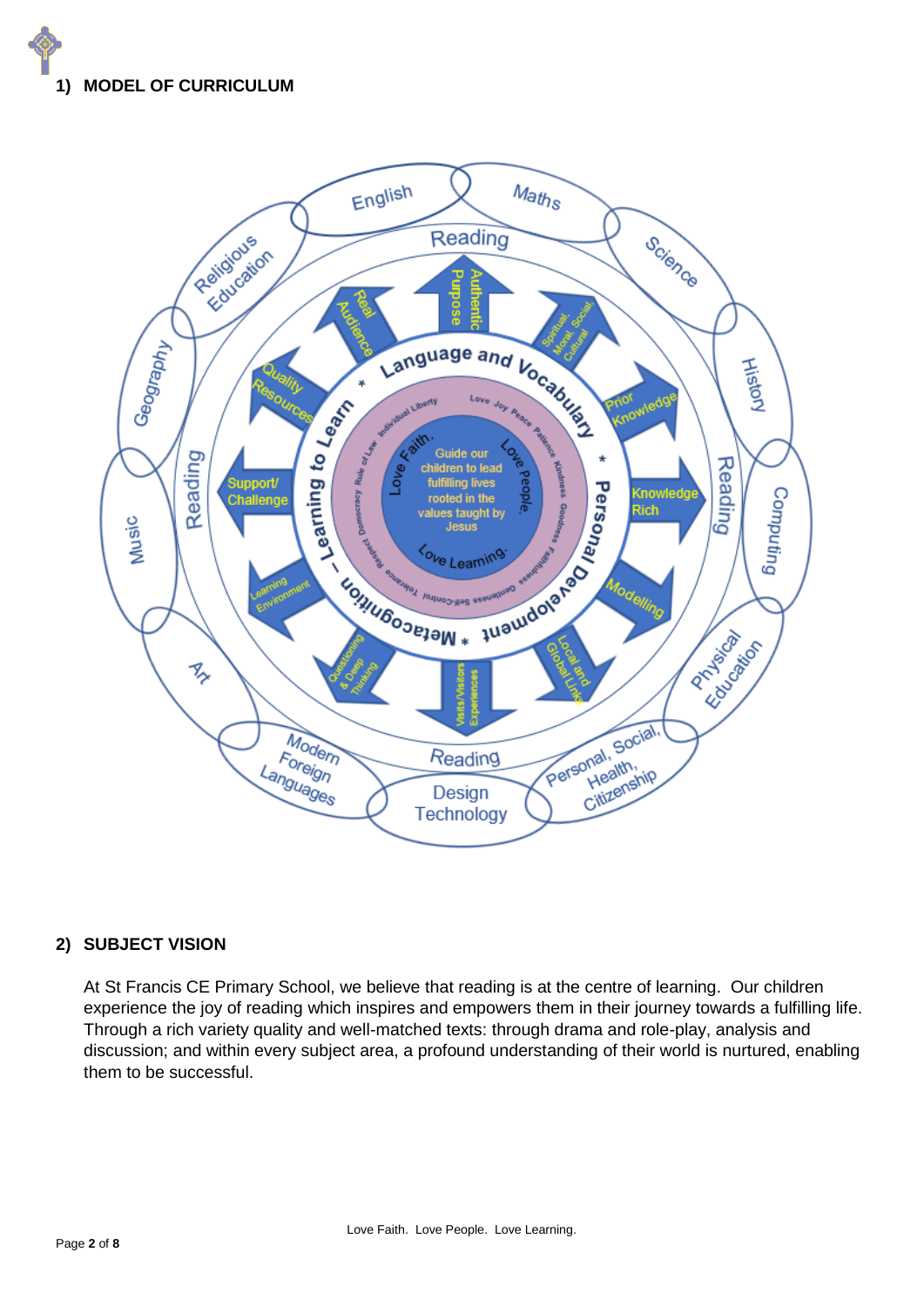## 1) MODEL OF CURRICULUM

## 2) SUBJECT VISION

At St Francis CE Primary School, we believe that reading is at the centre of learning. Our children experience the joy of reading which inspires and empowers them in their journey towards a fulfilling life. Through a rich variety quality and well-matched texts: through drama and role-play, analysis and discussion; and within every subject area, a profound understanding of their world is nurtured, enabling them to be successful.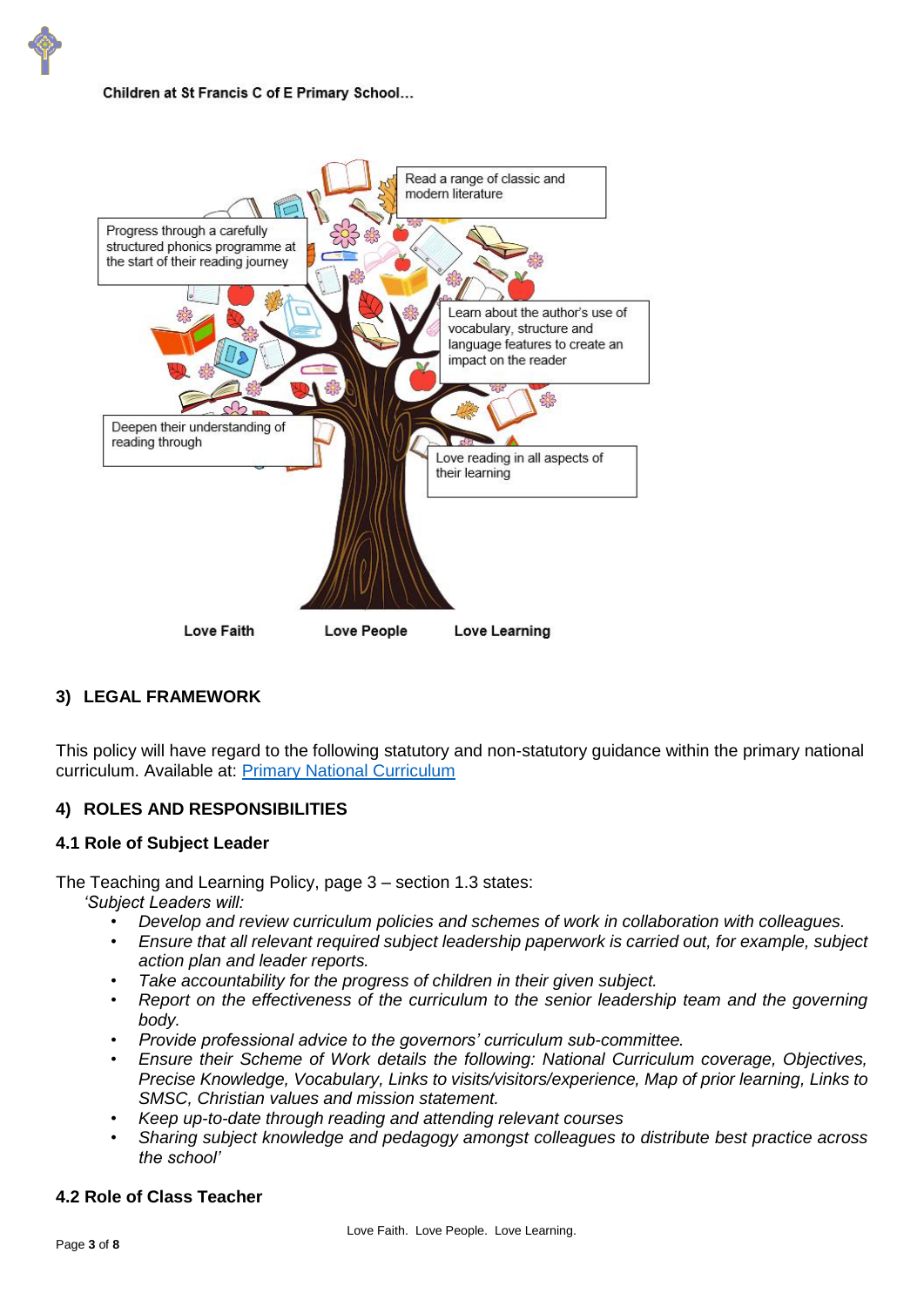Children at St Francis C of E Primary School…

Read a range of classic and modern literature

Progress through a carefully structured phonics programme at the start of their reading journey

Learn about the author's use of vocabulary, structure and language features to create an impact on the reader

Deepen their understanding of reading through

Love reading in all aspects of their learning

Love Faith Love People Love Learning

## 3) LEGAL FRAMEWORK

This policy will have regard to the following statutory and non-statutory guidance within the primary national curriculum. Available at: [Primary National Curriculum]()

## 4) ROLES AND RESPONSIBILITIES

### 4.1 Role of Subject Leader

The Teaching and Learning Policy, page 3 – section 1.3 states:

*'Subject Leaders will:*

- *Develop and review curriculum policies and schemes of work in collaboration with colleagues.*
- *Ensure that all relevant required subject leadership paperwork is carried out, for example, subject action plan and leader reports.*
- *Take accountability for the progress of children in their given subject.*
- *Report on the effectiveness of the curriculum to the senior leadership team and the governing body.*
- *Provide professional advice to the governors' curriculum sub-committee.*
- *Ensure their Scheme of Work details the following: National Curriculum coverage, Objectives, Precise Knowledge, Vocabulary, Links to visits/visitors/experience, Map of prior learning, Links to SMSC, Christian values and mission statement.*
- *Keep up-to-date through reading and attending relevant courses*
- *Sharing subject knowledge and pedagogy amongst colleagues to distribute best practice across the school'*

### 4.2 Role of Class Teacher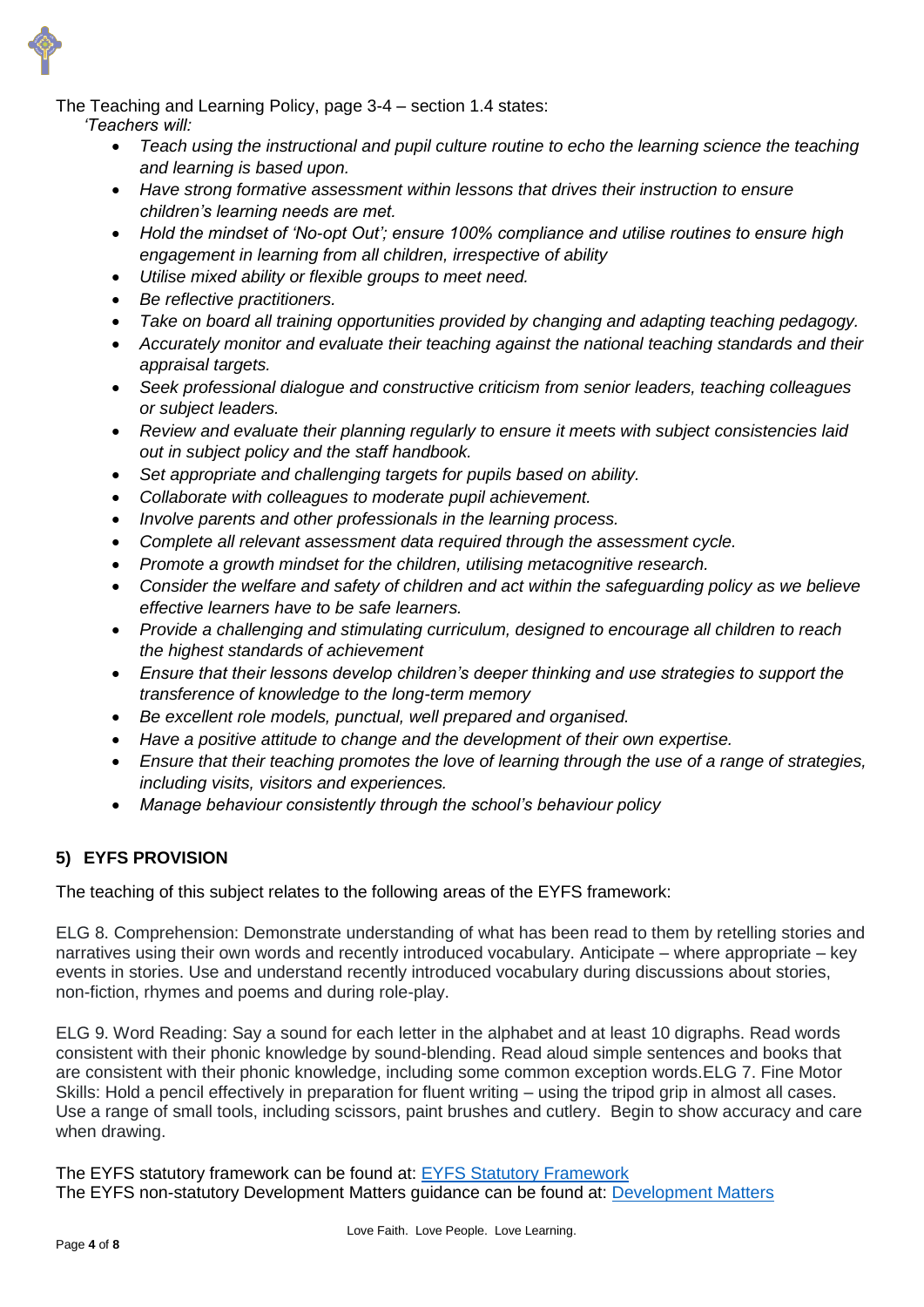The Teaching and Learning Policy, page 3-4 – section 1.4 states:

*'Teachers will:*

- *Teach using the instructional and pupil culture routine to echo the learning science the teaching and learning is based upon.*
- *Have strong formative assessment within lessons that drives their instruction to ensure children's learning needs are met.*
- *Hold the mindset of 'No-opt Out'; ensure 100% compliance and utilise routines to ensure high engagement in learning from all children, irrespective of ability*
- *Utilise mixed ability or flexible groups to meet need.*
- *Be reflective practitioners.*
- *Take on board all training opportunities provided by changing and adapting teaching pedagogy.*
- *Accurately monitor and evaluate their teaching against the national teaching standards and their appraisal targets.*
- *Seek professional dialogue and constructive criticism from senior leaders, teaching colleagues or subject leaders.*
- *Review and evaluate their planning regularly to ensure it meets with subject consistencies laid out in subject policy and the staff handbook.*
- *Set appropriate and challenging targets for pupils based on ability.*
- *Collaborate with colleagues to moderate pupil achievement.*
- *Involve parents and other professionals in the learning process.*
- *Complete all relevant assessment data required through the assessment cycle.*
- *Promote a growth mindset for the children, utilising metacognitive research.*
- *Consider the welfare and safety of children and act within the safeguarding policy as we believe effective learners have to be safe learners.*
- *Provide a challenging and stimulating curriculum, designed to encourage all children to reach the highest standards of achievement*
- *Ensure that their lessons develop children's deeper thinking and use strategies to support the transference of knowledge to the long-term memory*
- *Be excellent role models, punctual, well prepared and organised.*
- *Have a positive attitude to change and the development of their own expertise.*
- *Ensure that their teaching promotes the love of learning through the use of a range of strategies, including visits, visitors and experiences.*
- *Manage behaviour consistently through the school's behaviour policy*

## 5) EYFS PROVISION

The teaching of this subject relates to the following areas of the EYFS framework:

ELG 8. Comprehension: Demonstrate understanding of what has been read to them by retelling stories and narratives using their own words and recently introduced vocabulary. Anticipate – where appropriate – key events in stories. Use and understand recently introduced vocabulary during discussions about stories, non-fiction, rhymes and poems and during role-play.

ELG 9. Word Reading: Say a sound for each letter in the alphabet and at least 10 digraphs. Read words consistent with their phonic knowledge by sound-blending. Read aloud simple sentences and books that are consistent with their phonic knowledge, including some common exception words.ELG 7. Fine Motor Skills: Hold a pencil effectively in preparation for fluent writing – using the tripod grip in almost all cases. Use a range of small tools, including scissors, paint brushes and cutlery. Begin to show accuracy and care when drawing.

The EYFS statutory framework can be found at: EYFS Statutory Framework
The EYFS non-statutory Development Matters guidance can be found at: Development Matters

Love Faith. Love People. Love Learning.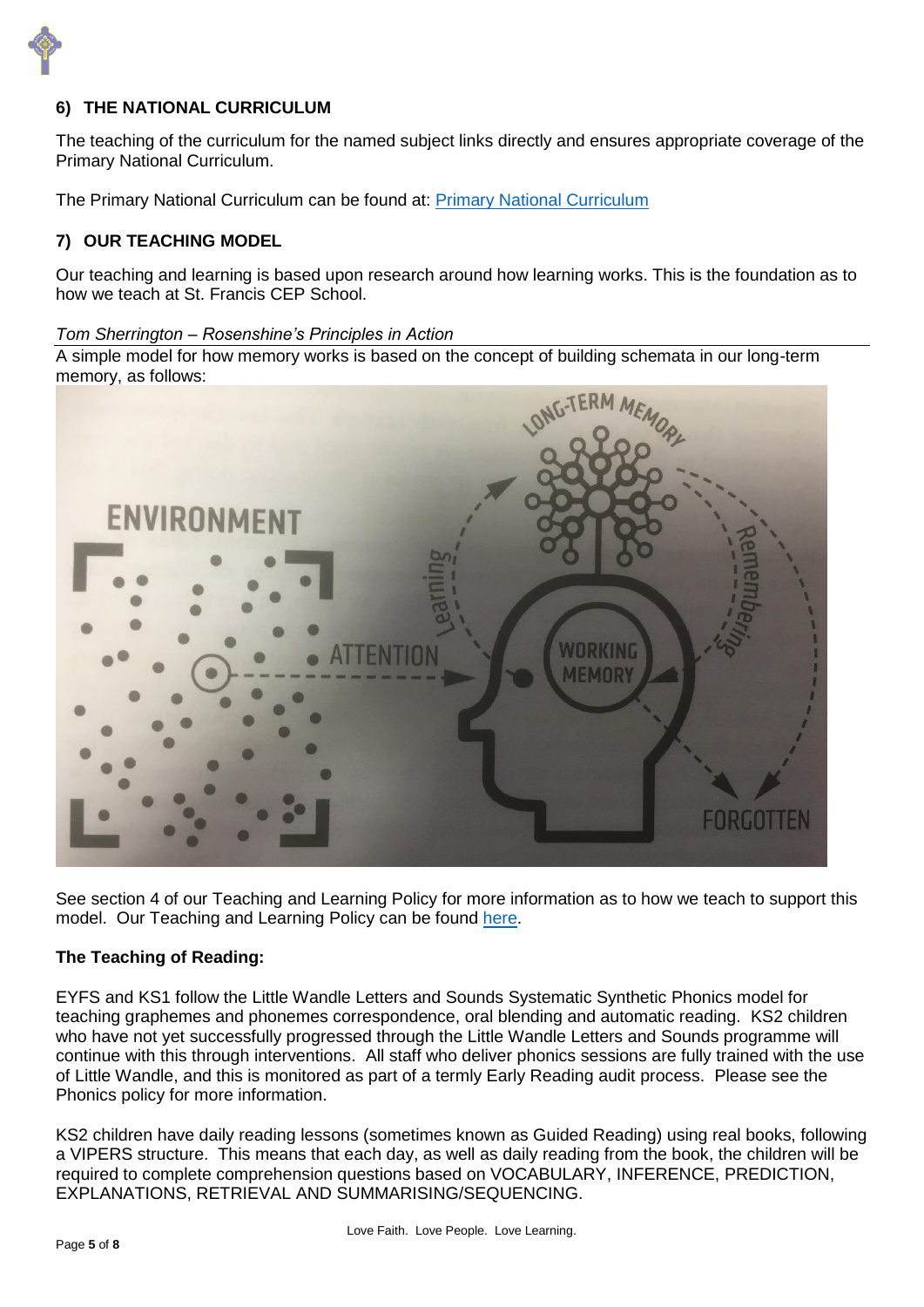## 6) THE NATIONAL CURRICULUM

The teaching of the curriculum for the named subject links directly and ensures appropriate coverage of the Primary National Curriculum.

The Primary National Curriculum can be found at: [Primary National Curriculum]()

## 7) OUR TEACHING MODEL

Our teaching and learning is based upon research around how learning works. This is the foundation as to how we teach at St. Francis CEP School.

*Tom Sherrington – Rosenshine's Principles in Action*

A simple model for how memory works is based on the concept of building schemata in our long-term memory, as follows:

See section 4 of our Teaching and Learning Policy for more information as to how we teach to support this model. Our Teaching and Learning Policy can be found [here]().

**The Teaching of Reading:**

EYFS and KS1 follow the Little Wandle Letters and Sounds Systematic Synthetic Phonics model for teaching graphemes and phonemes correspondence, oral blending and automatic reading. KS2 children who have not yet successfully progressed through the Little Wandle Letters and Sounds programme will continue with this through interventions. All staff who deliver phonics sessions are fully trained with the use of Little Wandle, and this is monitored as part of a termly Early Reading audit process. Please see the Phonics policy for more information.

KS2 children have daily reading lessons (sometimes known as Guided Reading) using real books, following a VIPERS structure. This means that each day, as well as daily reading from the book, the children will be required to complete comprehension questions based on VOCABULARY, INFERENCE, PREDICTION, EXPLANATIONS, RETRIEVAL AND SUMMARISING/SEQUENCING.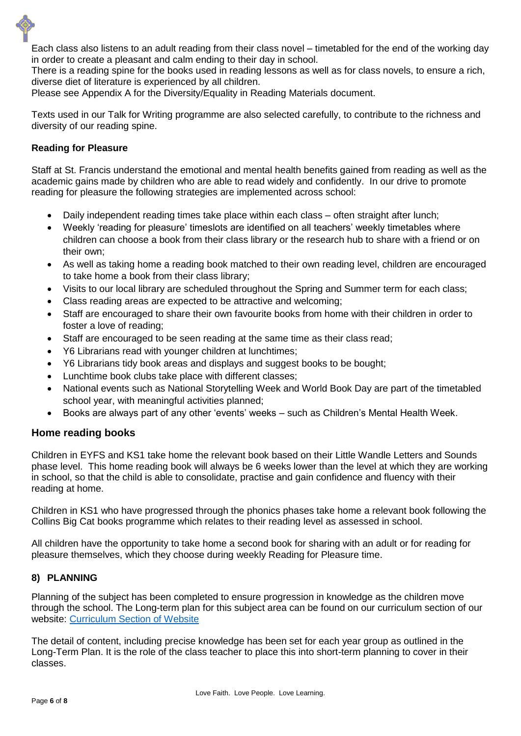Each class also listens to an adult reading from their class novel – timetabled for the end of the working day in order to create a pleasant and calm ending to their day in school.
There is a reading spine for the books used in reading lessons as well as for class novels, to ensure a rich, diverse diet of literature is experienced by all children.
Please see Appendix A for the Diversity/Equality in Reading Materials document.

Texts used in our Talk for Writing programme are also selected carefully, to contribute to the richness and diversity of our reading spine.

**Reading for Pleasure**

Staff at St. Francis understand the emotional and mental health benefits gained from reading as well as the academic gains made by children who are able to read widely and confidently. In our drive to promote reading for pleasure the following strategies are implemented across school:

- Daily independent reading times take place within each class – often straight after lunch;
- Weekly 'reading for pleasure' timeslots are identified on all teachers' weekly timetables where children can choose a book from their class library or the research hub to share with a friend or on their own;
- As well as taking home a reading book matched to their own reading level, children are encouraged to take home a book from their class library;
- Visits to our local library are scheduled throughout the Spring and Summer term for each class;
- Class reading areas are expected to be attractive and welcoming;
- Staff are encouraged to share their own favourite books from home with their children in order to foster a love of reading;
- Staff are encouraged to be seen reading at the same time as their class read;
- Y6 Librarians read with younger children at lunchtimes;
- Y6 Librarians tidy book areas and displays and suggest books to be bought;
- Lunchtime book clubs take place with different classes;
- National events such as National Storytelling Week and World Book Day are part of the timetabled school year, with meaningful activities planned;
- Books are always part of any other 'events' weeks – such as Children's Mental Health Week.

## Home reading books

Children in EYFS and KS1 take home the relevant book based on their Little Wandle Letters and Sounds phase level. This home reading book will always be 6 weeks lower than the level at which they are working in school, so that the child is able to consolidate, practise and gain confidence and fluency with their reading at home.

Children in KS1 who have progressed through the phonics phases take home a relevant book following the Collins Big Cat books programme which relates to their reading level as assessed in school.

All children have the opportunity to take home a second book for sharing with an adult or for reading for pleasure themselves, which they choose during weekly Reading for Pleasure time.

**8) PLANNING**

Planning of the subject has been completed to ensure progression in knowledge as the children move through the school. The Long-term plan for this subject area can be found on our curriculum section of our website: [Curriculum Section of Website]

The detail of content, including precise knowledge has been set for each year group as outlined in the Long-Term Plan. It is the role of the class teacher to place this into short-term planning to cover in their classes.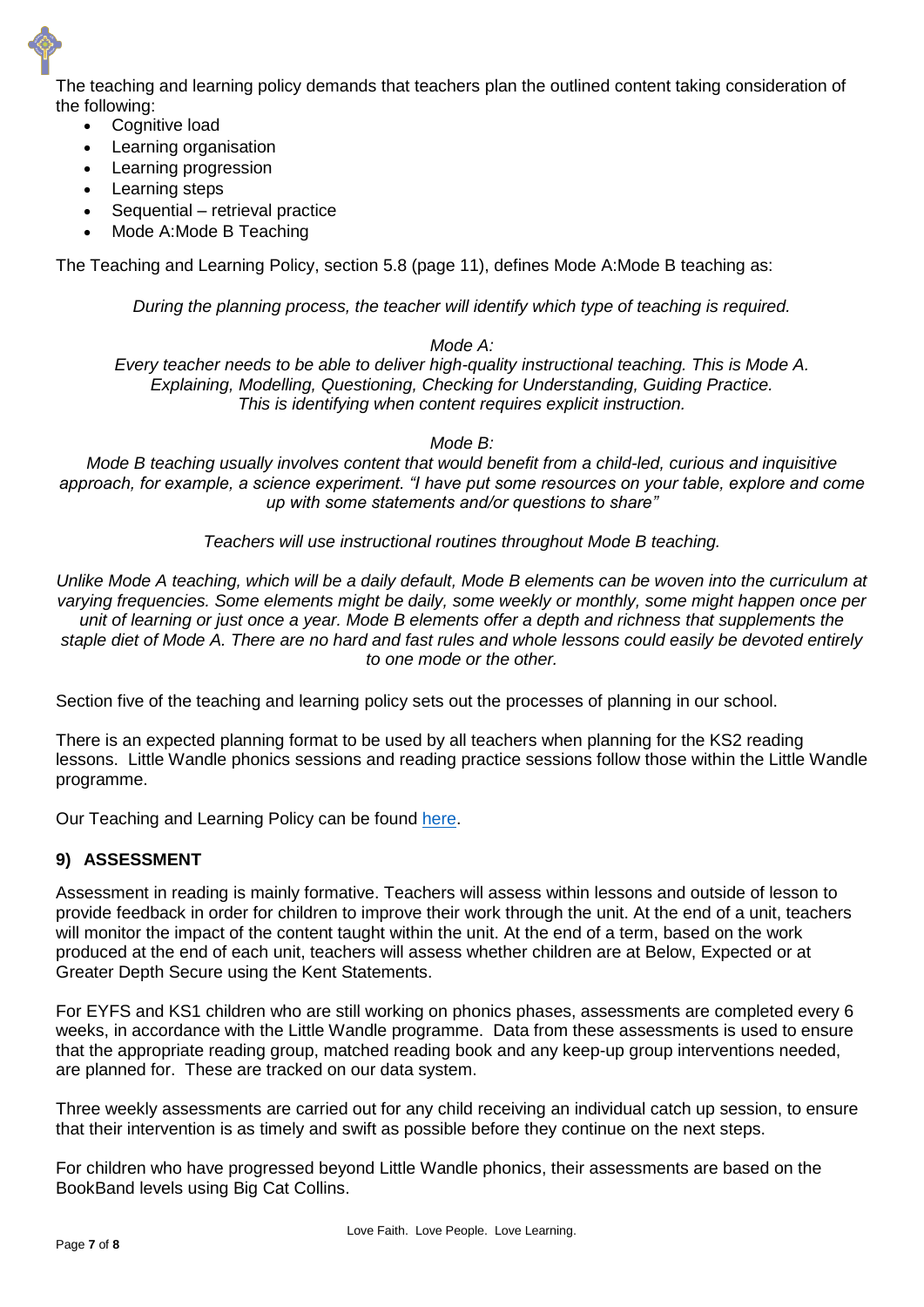The teaching and learning policy demands that teachers plan the outlined content taking consideration of the following:

- Cognitive load
- Learning organisation
- Learning progression
- Learning steps
- Sequential – retrieval practice
- Mode A:Mode B Teaching

The Teaching and Learning Policy, section 5.8 (page 11), defines Mode A:Mode B teaching as:

*During the planning process, the teacher will identify which type of teaching is required.*

*Mode A:*
*Every teacher needs to be able to deliver high-quality instructional teaching. This is Mode A. Explaining, Modelling, Questioning, Checking for Understanding, Guiding Practice. This is identifying when content requires explicit instruction.*

*Mode B:*
*Mode B teaching usually involves content that would benefit from a child-led, curious and inquisitive approach, for example, a science experiment. "I have put some resources on your table, explore and come up with some statements and/or questions to share"*

*Teachers will use instructional routines throughout Mode B teaching.*

*Unlike Mode A teaching, which will be a daily default, Mode B elements can be woven into the curriculum at varying frequencies. Some elements might be daily, some weekly or monthly, some might happen once per unit of learning or just once a year. Mode B elements offer a depth and richness that supplements the staple diet of Mode A. There are no hard and fast rules and whole lessons could easily be devoted entirely to one mode or the other.*

Section five of the teaching and learning policy sets out the processes of planning in our school.

There is an expected planning format to be used by all teachers when planning for the KS2 reading lessons. Little Wandle phonics sessions and reading practice sessions follow those within the Little Wandle programme.

Our Teaching and Learning Policy can be found here.

## 9) ASSESSMENT

Assessment in reading is mainly formative. Teachers will assess within lessons and outside of lesson to provide feedback in order for children to improve their work through the unit. At the end of a unit, teachers will monitor the impact of the content taught within the unit. At the end of a term, based on the work produced at the end of each unit, teachers will assess whether children are at Below, Expected or at Greater Depth Secure using the Kent Statements.

For EYFS and KS1 children who are still working on phonics phases, assessments are completed every 6 weeks, in accordance with the Little Wandle programme. Data from these assessments is used to ensure that the appropriate reading group, matched reading book and any keep-up group interventions needed, are planned for. These are tracked on our data system.

Three weekly assessments are carried out for any child receiving an individual catch up session, to ensure that their intervention is as timely and swift as possible before they continue on the next steps.

For children who have progressed beyond Little Wandle phonics, their assessments are based on the BookBand levels using Big Cat Collins.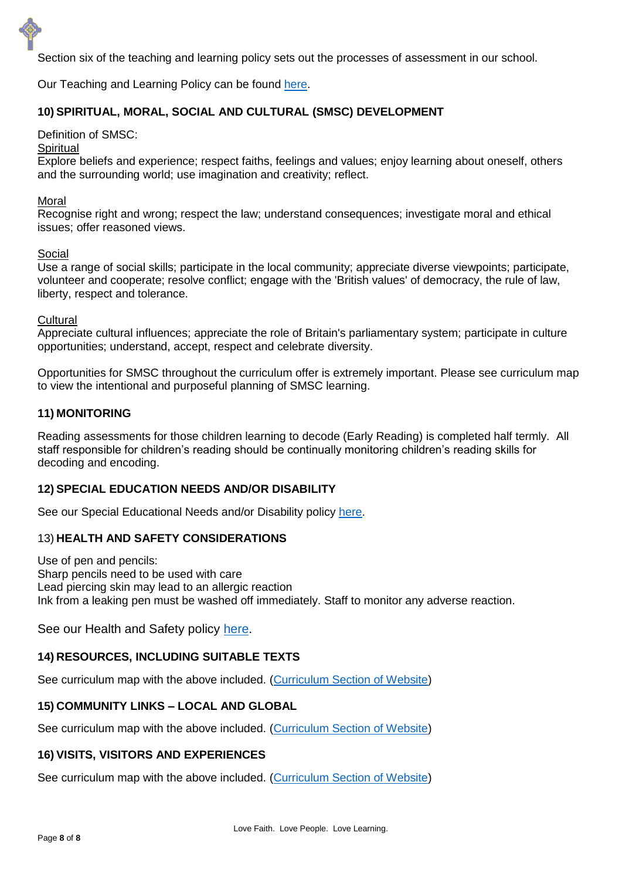Section six of the teaching and learning policy sets out the processes of assessment in our school.

Our Teaching and Learning Policy can be found here.

## 10) SPIRITUAL, MORAL, SOCIAL AND CULTURAL (SMSC) DEVELOPMENT

Definition of SMSC:

Spiritual

Explore beliefs and experience; respect faiths, feelings and values; enjoy learning about oneself, others and the surrounding world; use imagination and creativity; reflect.

Moral

Recognise right and wrong; respect the law; understand consequences; investigate moral and ethical issues; offer reasoned views.

Social

Use a range of social skills; participate in the local community; appreciate diverse viewpoints; participate, volunteer and cooperate; resolve conflict; engage with the 'British values' of democracy, the rule of law, liberty, respect and tolerance.

Cultural

Appreciate cultural influences; appreciate the role of Britain's parliamentary system; participate in culture opportunities; understand, accept, respect and celebrate diversity.

Opportunities for SMSC throughout the curriculum offer is extremely important. Please see curriculum map to view the intentional and purposeful planning of SMSC learning.

## 11) MONITORING

Reading assessments for those children learning to decode (Early Reading) is completed half termly. All staff responsible for children's reading should be continually monitoring children's reading skills for decoding and encoding.

## 12) SPECIAL EDUCATION NEEDS AND/OR DISABILITY

See our Special Educational Needs and/or Disability policy here.

## 13) HEALTH AND SAFETY CONSIDERATIONS

Use of pen and pencils:
Sharp pencils need to be used with care
Lead piercing skin may lead to an allergic reaction
Ink from a leaking pen must be washed off immediately. Staff to monitor any adverse reaction.

See our Health and Safety policy here.

## 14) RESOURCES, INCLUDING SUITABLE TEXTS

See curriculum map with the above included. (Curriculum Section of Website)

## 15) COMMUNITY LINKS – LOCAL AND GLOBAL

See curriculum map with the above included. (Curriculum Section of Website)

## 16) VISITS, VISITORS AND EXPERIENCES

See curriculum map with the above included. (Curriculum Section of Website)